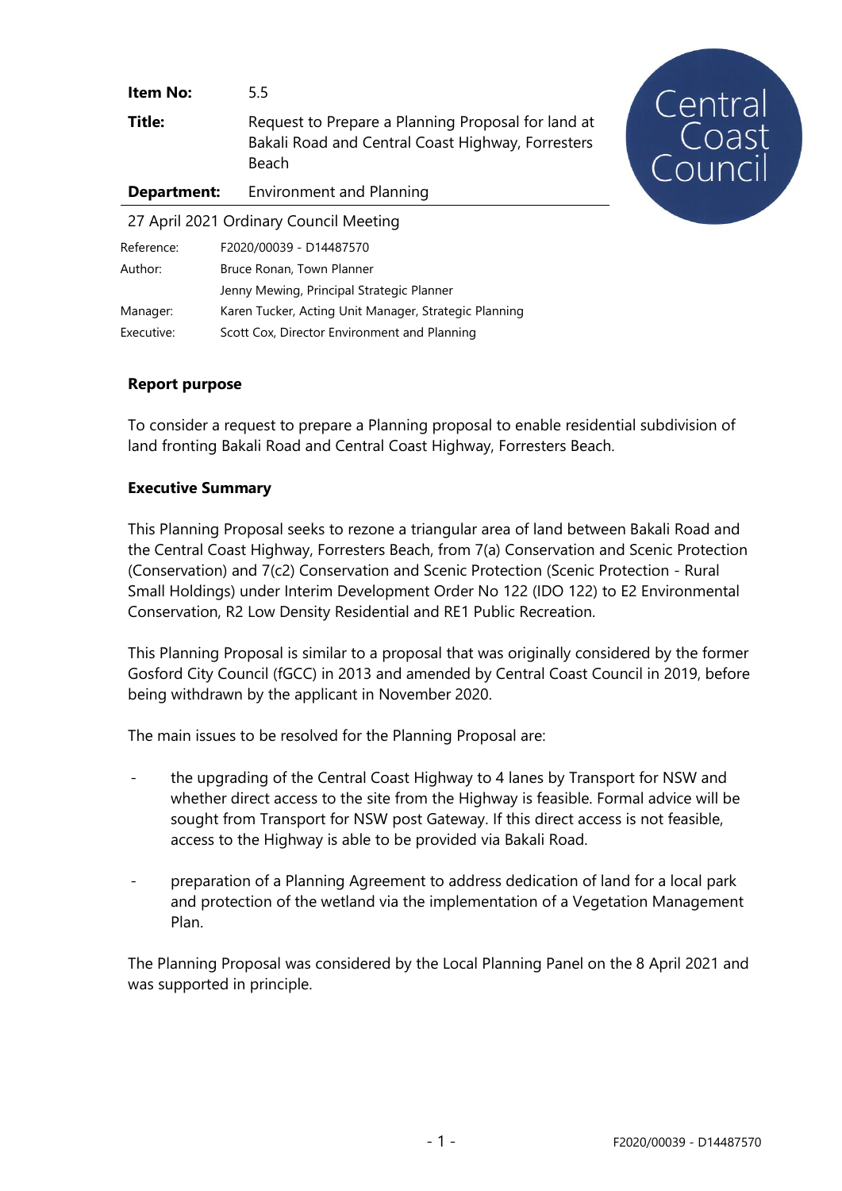| | |
|---|---|
| **Item No:** | 5.5 |
| **Title:** | Request to Prepare a Planning Proposal for land at Bakali Road and Central Coast Highway, Forresters Beach |
| **Department:** | Environment and Planning |

Central Coast Council

27 April 2021 Ordinary Council Meeting

| | |
|---|---|
| Reference: | F2020/00039 - D14487570 |
| Author: | Bruce Ronan, Town Planner |
| | Jenny Mewing, Principal Strategic Planner |
| Manager: | Karen Tucker, Acting Unit Manager, Strategic Planning |
| Executive: | Scott Cox, Director Environment and Planning |

**Report purpose**

To consider a request to prepare a Planning proposal to enable residential subdivision of land fronting Bakali Road and Central Coast Highway, Forresters Beach.

**Executive Summary**

This Planning Proposal seeks to rezone a triangular area of land between Bakali Road and the Central Coast Highway, Forresters Beach, from 7(a) Conservation and Scenic Protection (Conservation) and 7(c2) Conservation and Scenic Protection (Scenic Protection - Rural Small Holdings) under Interim Development Order No 122 (IDO 122) to E2 Environmental Conservation, R2 Low Density Residential and RE1 Public Recreation.

This Planning Proposal is similar to a proposal that was originally considered by the former Gosford City Council (fGCC) in 2013 and amended by Central Coast Council in 2019, before being withdrawn by the applicant in November 2020.

The main issues to be resolved for the Planning Proposal are:

- the upgrading of the Central Coast Highway to 4 lanes by Transport for NSW and whether direct access to the site from the Highway is feasible. Formal advice will be sought from Transport for NSW post Gateway. If this direct access is not feasible, access to the Highway is able to be provided via Bakali Road.

- preparation of a Planning Agreement to address dedication of land for a local park and protection of the wetland via the implementation of a Vegetation Management Plan.

The Planning Proposal was considered by the Local Planning Panel on the 8 April 2021 and was supported in principle.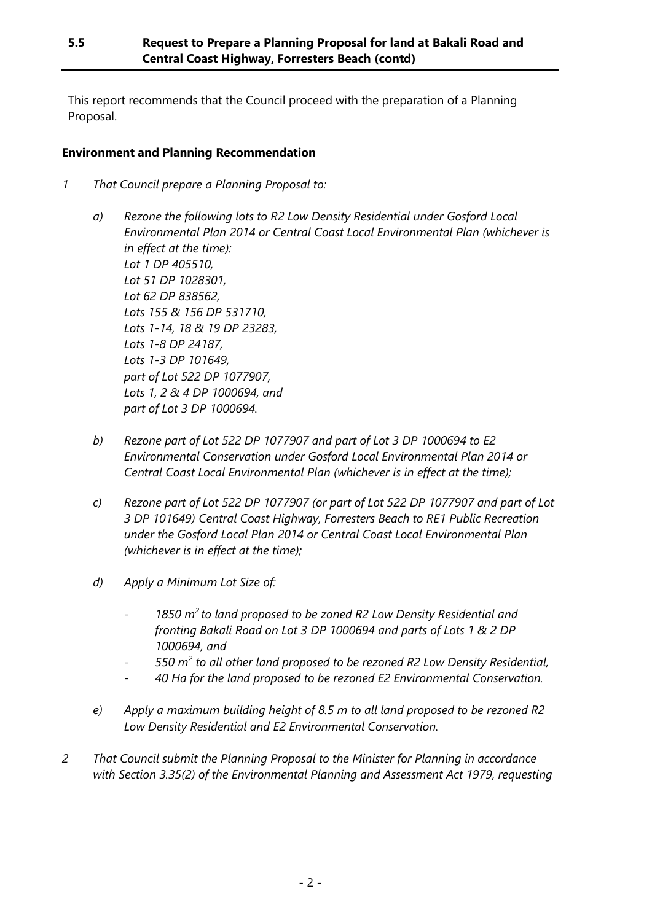This report recommends that the Council proceed with the preparation of a Planning Proposal.

**Environment and Planning Recommendation**

*1 That Council prepare a Planning Proposal to:*

*a) Rezone the following lots to R2 Low Density Residential under Gosford Local Environmental Plan 2014 or Central Coast Local Environmental Plan (whichever is in effect at the time):*
*Lot 1 DP 405510,*
*Lot 51 DP 1028301,*
*Lot 62 DP 838562,*
*Lots 155 & 156 DP 531710,*
*Lots 1-14, 18 & 19 DP 23283,*
*Lots 1-8 DP 24187,*
*Lots 1-3 DP 101649,*
*part of Lot 522 DP 1077907,*
*Lots 1, 2 & 4 DP 1000694, and*
*part of Lot 3 DP 1000694.*

*b) Rezone part of Lot 522 DP 1077907 and part of Lot 3 DP 1000694 to E2 Environmental Conservation under Gosford Local Environmental Plan 2014 or Central Coast Local Environmental Plan (whichever is in effect at the time);*

*c) Rezone part of Lot 522 DP 1077907 (or part of Lot 522 DP 1077907 and part of Lot 3 DP 101649) Central Coast Highway, Forresters Beach to RE1 Public Recreation under the Gosford Local Plan 2014 or Central Coast Local Environmental Plan (whichever is in effect at the time);*

*d) Apply a Minimum Lot Size of:*

- *1850 $m^2$ to land proposed to be zoned R2 Low Density Residential and fronting Bakali Road on Lot 3 DP 1000694 and parts of Lots 1 & 2 DP 1000694, and*
- *550 $m^2$ to all other land proposed to be rezoned R2 Low Density Residential,*
- *40 Ha for the land proposed to be rezoned E2 Environmental Conservation.*

*e) Apply a maximum building height of 8.5 m to all land proposed to be rezoned R2 Low Density Residential and E2 Environmental Conservation.*

*2 That Council submit the Planning Proposal to the Minister for Planning in accordance with Section 3.35(2) of the Environmental Planning and Assessment Act 1979, requesting*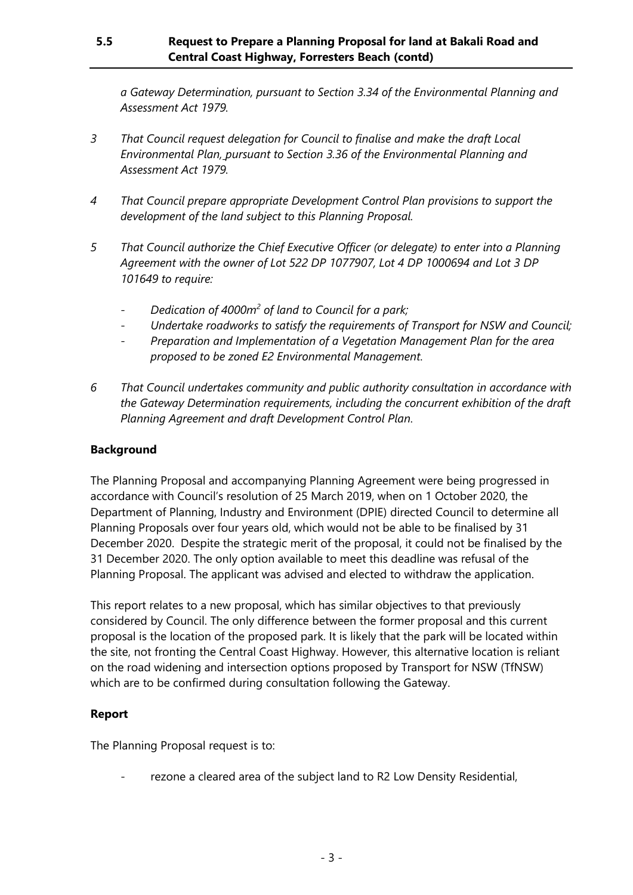*a Gateway Determination, pursuant to Section 3.34 of the Environmental Planning and Assessment Act 1979.*

3 *That Council request delegation for Council to finalise and make the draft Local Environmental Plan, pursuant to Section 3.36 of the Environmental Planning and Assessment Act 1979.*

4 *That Council prepare appropriate Development Control Plan provisions to support the development of the land subject to this Planning Proposal.*

5 *That Council authorize the Chief Executive Officer (or delegate) to enter into a Planning Agreement with the owner of Lot 522 DP 1077907, Lot 4 DP 1000694 and Lot 3 DP 101649 to require:*

- *Dedication of 4000m$^2$ of land to Council for a park;*
- *Undertake roadworks to satisfy the requirements of Transport for NSW and Council;*
- *Preparation and Implementation of a Vegetation Management Plan for the area proposed to be zoned E2 Environmental Management.*

6 *That Council undertakes community and public authority consultation in accordance with the Gateway Determination requirements, including the concurrent exhibition of the draft Planning Agreement and draft Development Control Plan.*

**Background**

The Planning Proposal and accompanying Planning Agreement were being progressed in accordance with Council's resolution of 25 March 2019, when on 1 October 2020, the Department of Planning, Industry and Environment (DPIE) directed Council to determine all Planning Proposals over four years old, which would not be able to be finalised by 31 December 2020. Despite the strategic merit of the proposal, it could not be finalised by the 31 December 2020. The only option available to meet this deadline was refusal of the Planning Proposal. The applicant was advised and elected to withdraw the application.

This report relates to a new proposal, which has similar objectives to that previously considered by Council. The only difference between the former proposal and this current proposal is the location of the proposed park. It is likely that the park will be located within the site, not fronting the Central Coast Highway. However, this alternative location is reliant on the road widening and intersection options proposed by Transport for NSW (TfNSW) which are to be confirmed during consultation following the Gateway.

**Report**

The Planning Proposal request is to:

- rezone a cleared area of the subject land to R2 Low Density Residential,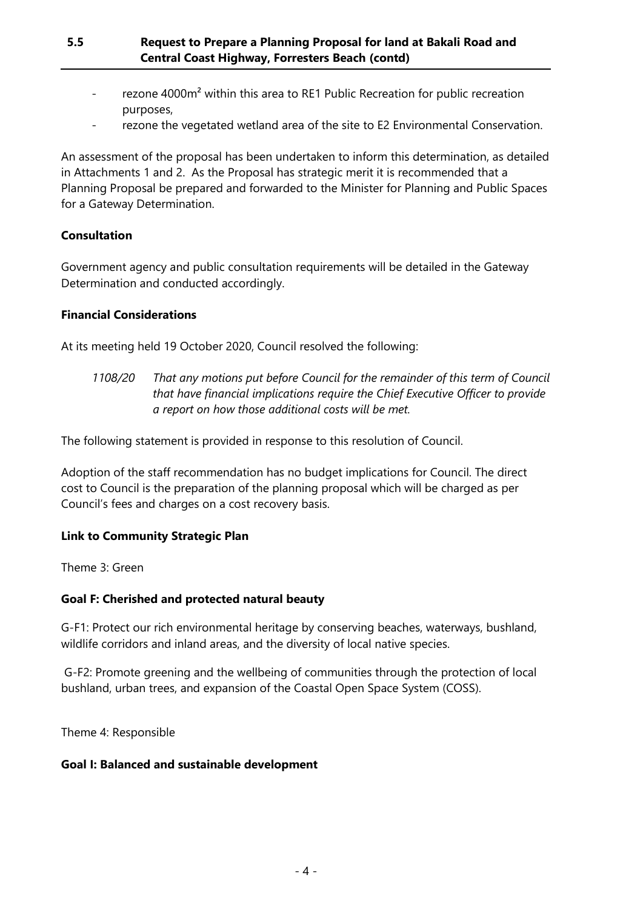- rezone 4000m² within this area to RE1 Public Recreation for public recreation purposes,
- rezone the vegetated wetland area of the site to E2 Environmental Conservation.

An assessment of the proposal has been undertaken to inform this determination, as detailed in Attachments 1 and 2. As the Proposal has strategic merit it is recommended that a Planning Proposal be prepared and forwarded to the Minister for Planning and Public Spaces for a Gateway Determination.

**Consultation**

Government agency and public consultation requirements will be detailed in the Gateway Determination and conducted accordingly.

**Financial Considerations**

At its meeting held 19 October 2020, Council resolved the following:

> *1108/20 That any motions put before Council for the remainder of this term of Council that have financial implications require the Chief Executive Officer to provide a report on how those additional costs will be met.*

The following statement is provided in response to this resolution of Council.

Adoption of the staff recommendation has no budget implications for Council. The direct cost to Council is the preparation of the planning proposal which will be charged as per Council's fees and charges on a cost recovery basis.

**Link to Community Strategic Plan**

Theme 3: Green

**Goal F: Cherished and protected natural beauty**

G-F1: Protect our rich environmental heritage by conserving beaches, waterways, bushland, wildlife corridors and inland areas, and the diversity of local native species.

G-F2: Promote greening and the wellbeing of communities through the protection of local bushland, urban trees, and expansion of the Coastal Open Space System (COSS).

Theme 4: Responsible

**Goal I: Balanced and sustainable development**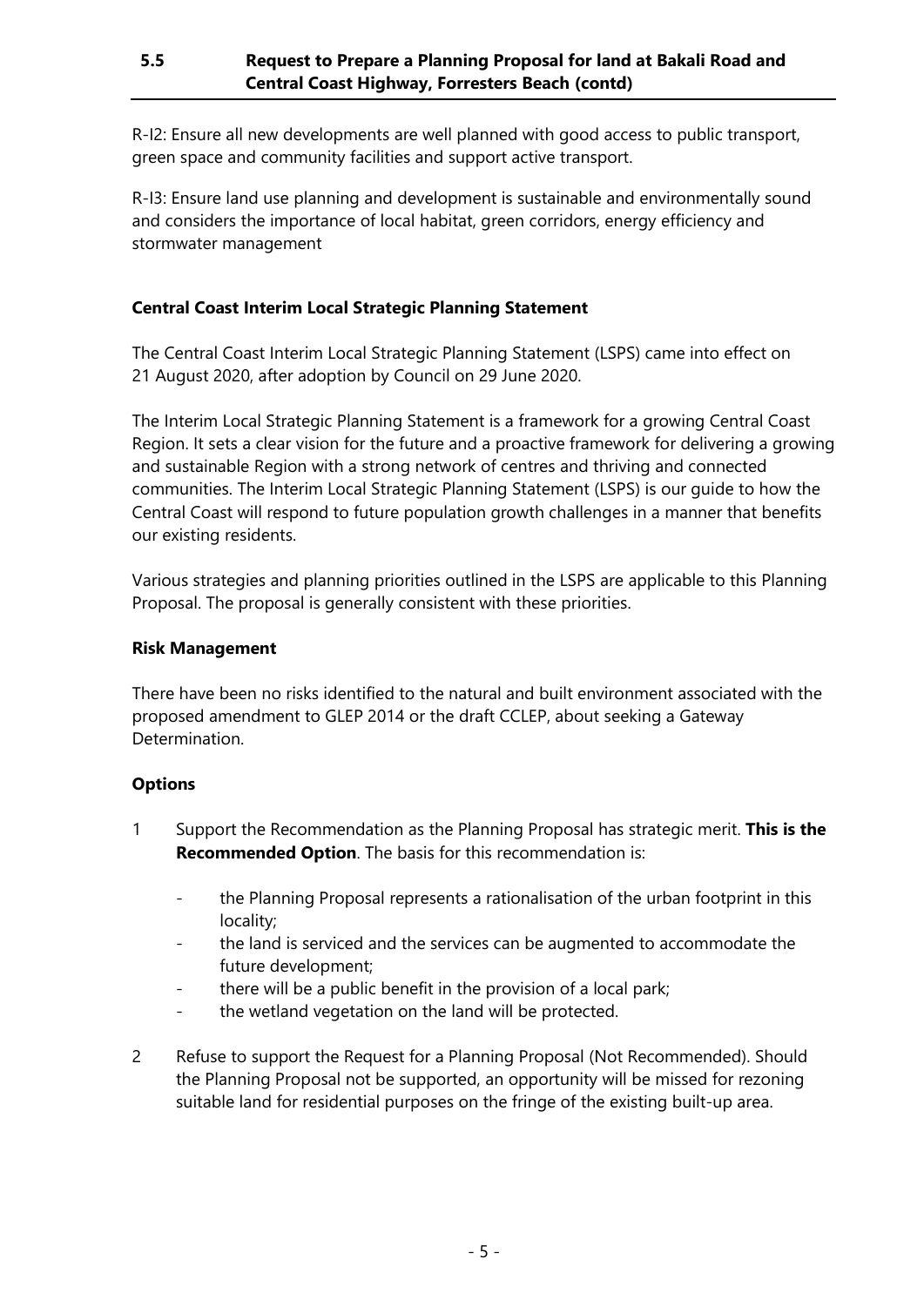R-I2: Ensure all new developments are well planned with good access to public transport, green space and community facilities and support active transport.

R-I3: Ensure land use planning and development is sustainable and environmentally sound and considers the importance of local habitat, green corridors, energy efficiency and stormwater management

**Central Coast Interim Local Strategic Planning Statement**

The Central Coast Interim Local Strategic Planning Statement (LSPS) came into effect on 21 August 2020, after adoption by Council on 29 June 2020.

The Interim Local Strategic Planning Statement is a framework for a growing Central Coast Region. It sets a clear vision for the future and a proactive framework for delivering a growing and sustainable Region with a strong network of centres and thriving and connected communities. The Interim Local Strategic Planning Statement (LSPS) is our guide to how the Central Coast will respond to future population growth challenges in a manner that benefits our existing residents.

Various strategies and planning priorities outlined in the LSPS are applicable to this Planning Proposal. The proposal is generally consistent with these priorities.

**Risk Management**

There have been no risks identified to the natural and built environment associated with the proposed amendment to GLEP 2014 or the draft CCLEP, about seeking a Gateway Determination.

**Options**

1 Support the Recommendation as the Planning Proposal has strategic merit. **This is the Recommended Option**. The basis for this recommendation is:

   - the Planning Proposal represents a rationalisation of the urban footprint in this locality;
   - the land is serviced and the services can be augmented to accommodate the future development;
   - there will be a public benefit in the provision of a local park;
   - the wetland vegetation on the land will be protected.

2 Refuse to support the Request for a Planning Proposal (Not Recommended). Should the Planning Proposal not be supported, an opportunity will be missed for rezoning suitable land for residential purposes on the fringe of the existing built-up area.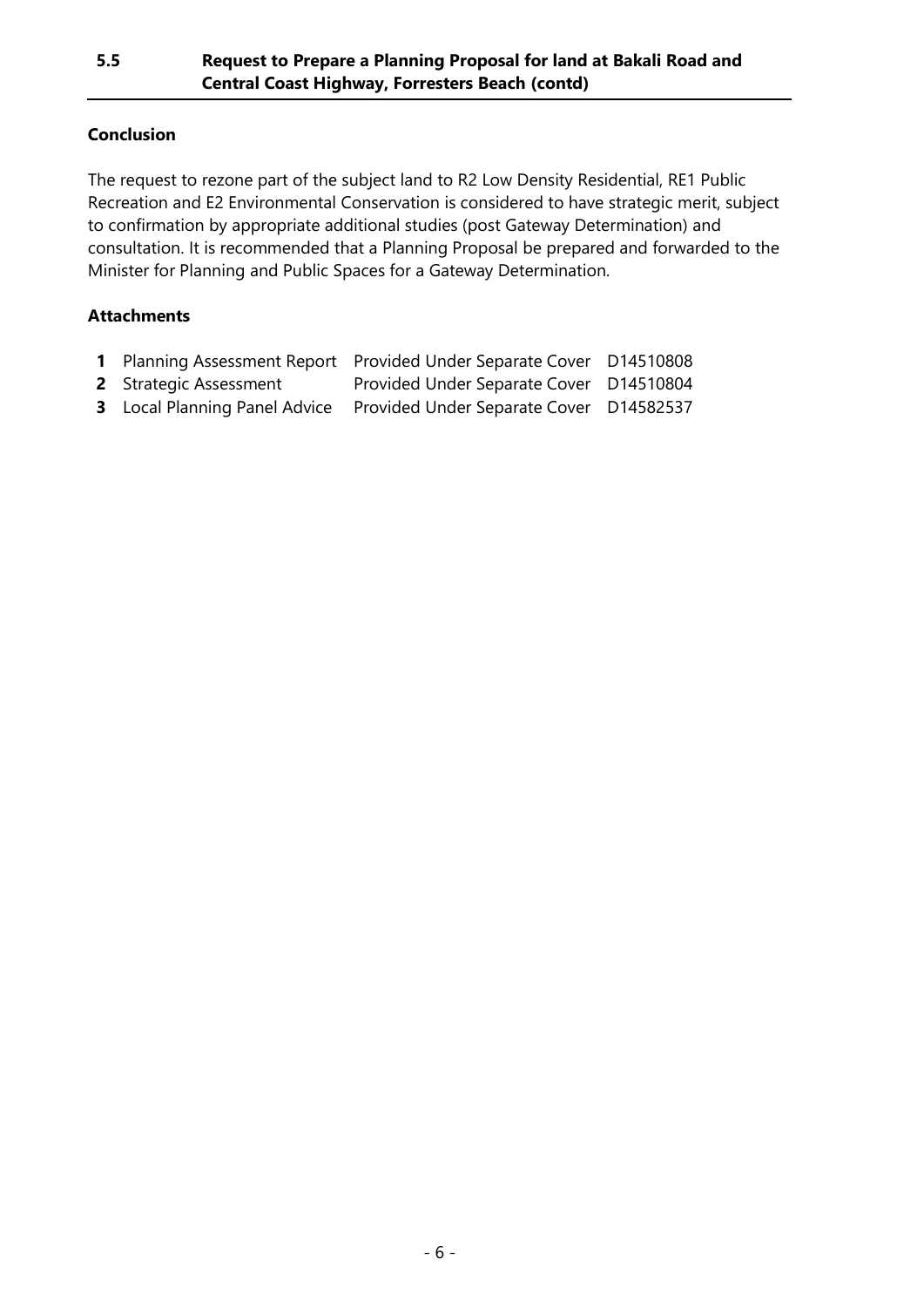### 5.5 Request to Prepare a Planning Proposal for land at Bakali Road and Central Coast Highway, Forresters Beach (contd)

**Conclusion**

The request to rezone part of the subject land to R2 Low Density Residential, RE1 Public Recreation and E2 Environmental Conservation is considered to have strategic merit, subject to confirmation by appropriate additional studies (post Gateway Determination) and consultation. It is recommended that a Planning Proposal be prepared and forwarded to the Minister for Planning and Public Spaces for a Gateway Determination.

**Attachments**

| | | | |
|---|---|---|---|
| **1** | Planning Assessment Report | Provided Under Separate Cover | D14510808 |
| **2** | Strategic Assessment | Provided Under Separate Cover | D14510804 |
| **3** | Local Planning Panel Advice | Provided Under Separate Cover | D14582537 |